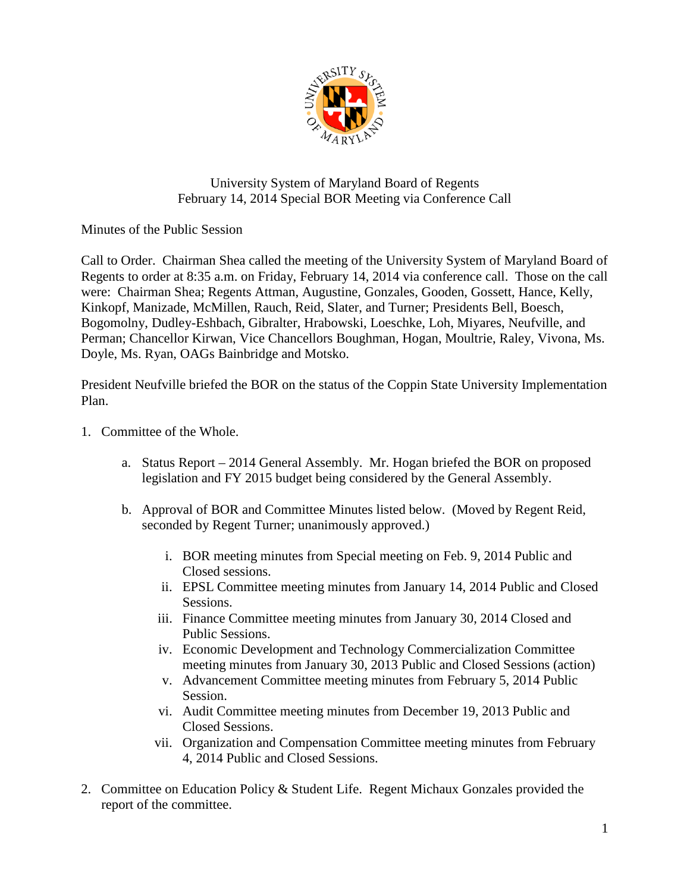University System of Maryland Board of Regents
February 14, 2014 Special BOR Meeting via Conference Call

Minutes of the Public Session

Call to Order. Chairman Shea called the meeting of the University System of Maryland Board of Regents to order at 8:35 a.m. on Friday, February 14, 2014 via conference call. Those on the call were: Chairman Shea; Regents Attman, Augustine, Gonzales, Gooden, Gossett, Hance, Kelly, Kinkopf, Manizade, McMillen, Rauch, Reid, Slater, and Turner; Presidents Bell, Boesch, Bogomolny, Dudley-Eshbach, Gibralter, Hrabowski, Loeschke, Loh, Miyares, Neufville, and Perman; Chancellor Kirwan, Vice Chancellors Boughman, Hogan, Moultrie, Raley, Vivona, Ms. Doyle, Ms. Ryan, OAGs Bainbridge and Motsko.

President Neufville briefed the BOR on the status of the Coppin State University Implementation Plan.

1. Committee of the Whole.

   a. Status Report – 2014 General Assembly. Mr. Hogan briefed the BOR on proposed legislation and FY 2015 budget being considered by the General Assembly.

   b. Approval of BOR and Committee Minutes listed below. (Moved by Regent Reid, seconded by Regent Turner; unanimously approved.)

      i. BOR meeting minutes from Special meeting on Feb. 9, 2014 Public and Closed sessions.
      ii. EPSL Committee meeting minutes from January 14, 2014 Public and Closed Sessions.
      iii. Finance Committee meeting minutes from January 30, 2014 Closed and Public Sessions.
      iv. Economic Development and Technology Commercialization Committee meeting minutes from January 30, 2013 Public and Closed Sessions (action)
      v. Advancement Committee meeting minutes from February 5, 2014 Public Session.
      vi. Audit Committee meeting minutes from December 19, 2013 Public and Closed Sessions.
      vii. Organization and Compensation Committee meeting minutes from February 4, 2014 Public and Closed Sessions.

2. Committee on Education Policy & Student Life. Regent Michaux Gonzales provided the report of the committee.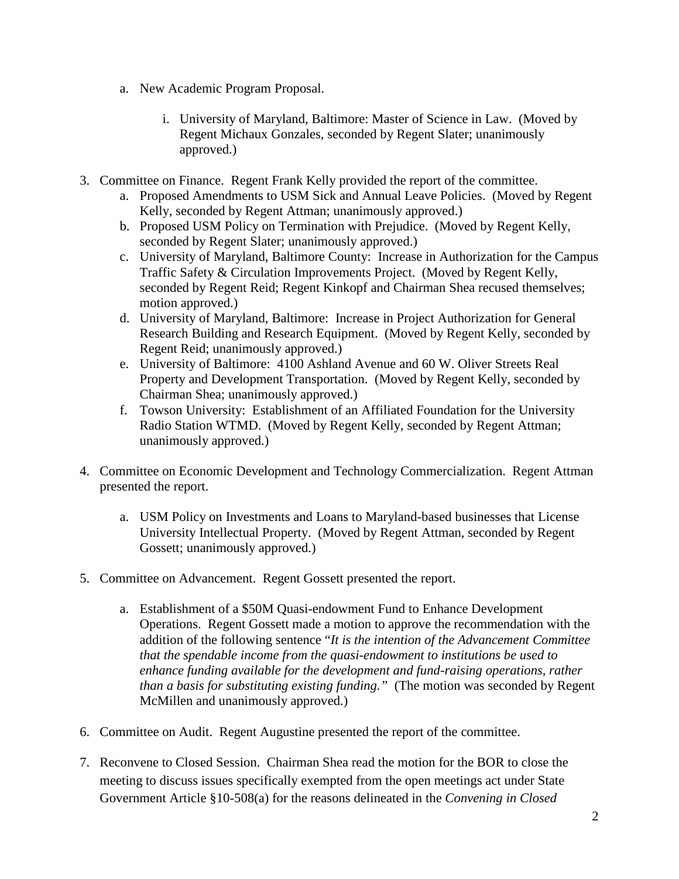a. New Academic Program Proposal.

      i. University of Maryland, Baltimore: Master of Science in Law. (Moved by Regent Michaux Gonzales, seconded by Regent Slater; unanimously approved.)

3. Committee on Finance. Regent Frank Kelly provided the report of the committee.
   a. Proposed Amendments to USM Sick and Annual Leave Policies. (Moved by Regent Kelly, seconded by Regent Attman; unanimously approved.)
   b. Proposed USM Policy on Termination with Prejudice. (Moved by Regent Kelly, seconded by Regent Slater; unanimously approved.)
   c. University of Maryland, Baltimore County: Increase in Authorization for the Campus Traffic Safety & Circulation Improvements Project. (Moved by Regent Kelly, seconded by Regent Reid; Regent Kinkopf and Chairman Shea recused themselves; motion approved.)
   d. University of Maryland, Baltimore: Increase in Project Authorization for General Research Building and Research Equipment. (Moved by Regent Kelly, seconded by Regent Reid; unanimously approved.)
   e. University of Baltimore: 4100 Ashland Avenue and 60 W. Oliver Streets Real Property and Development Transportation. (Moved by Regent Kelly, seconded by Chairman Shea; unanimously approved.)
   f. Towson University: Establishment of an Affiliated Foundation for the University Radio Station WTMD. (Moved by Regent Kelly, seconded by Regent Attman; unanimously approved.)

4. Committee on Economic Development and Technology Commercialization. Regent Attman presented the report.

   a. USM Policy on Investments and Loans to Maryland-based businesses that License University Intellectual Property. (Moved by Regent Attman, seconded by Regent Gossett; unanimously approved.)

5. Committee on Advancement. Regent Gossett presented the report.

   a. Establishment of a $50M Quasi-endowment Fund to Enhance Development Operations. Regent Gossett made a motion to approve the recommendation with the addition of the following sentence "*It is the intention of the Advancement Committee that the spendable income from the quasi-endowment to institutions be used to enhance funding available for the development and fund-raising operations, rather than a basis for substituting existing funding.*" (The motion was seconded by Regent McMillen and unanimously approved.)

6. Committee on Audit. Regent Augustine presented the report of the committee.

7. Reconvene to Closed Session. Chairman Shea read the motion for the BOR to close the meeting to discuss issues specifically exempted from the open meetings act under State Government Article §10-508(a) for the reasons delineated in the *Convening in Closed*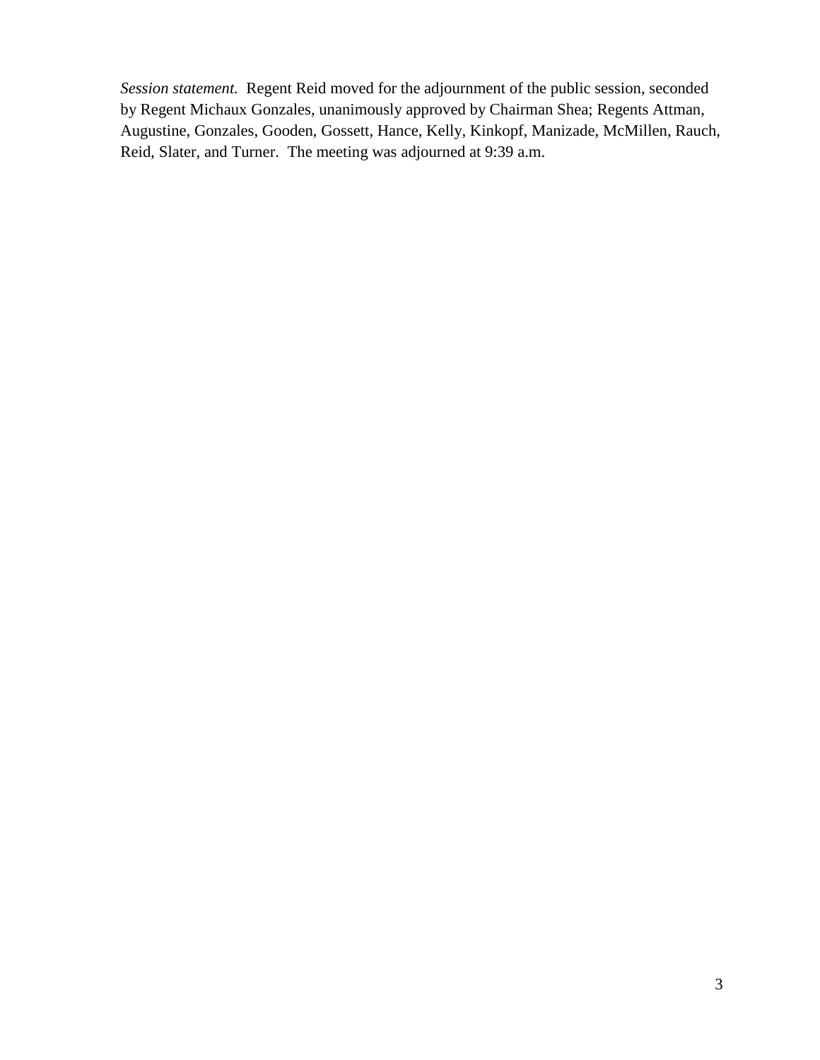*Session statement.* Regent Reid moved for the adjournment of the public session, seconded by Regent Michaux Gonzales, unanimously approved by Chairman Shea; Regents Attman, Augustine, Gonzales, Gooden, Gossett, Hance, Kelly, Kinkopf, Manizade, McMillen, Rauch, Reid, Slater, and Turner. The meeting was adjourned at 9:39 a.m.